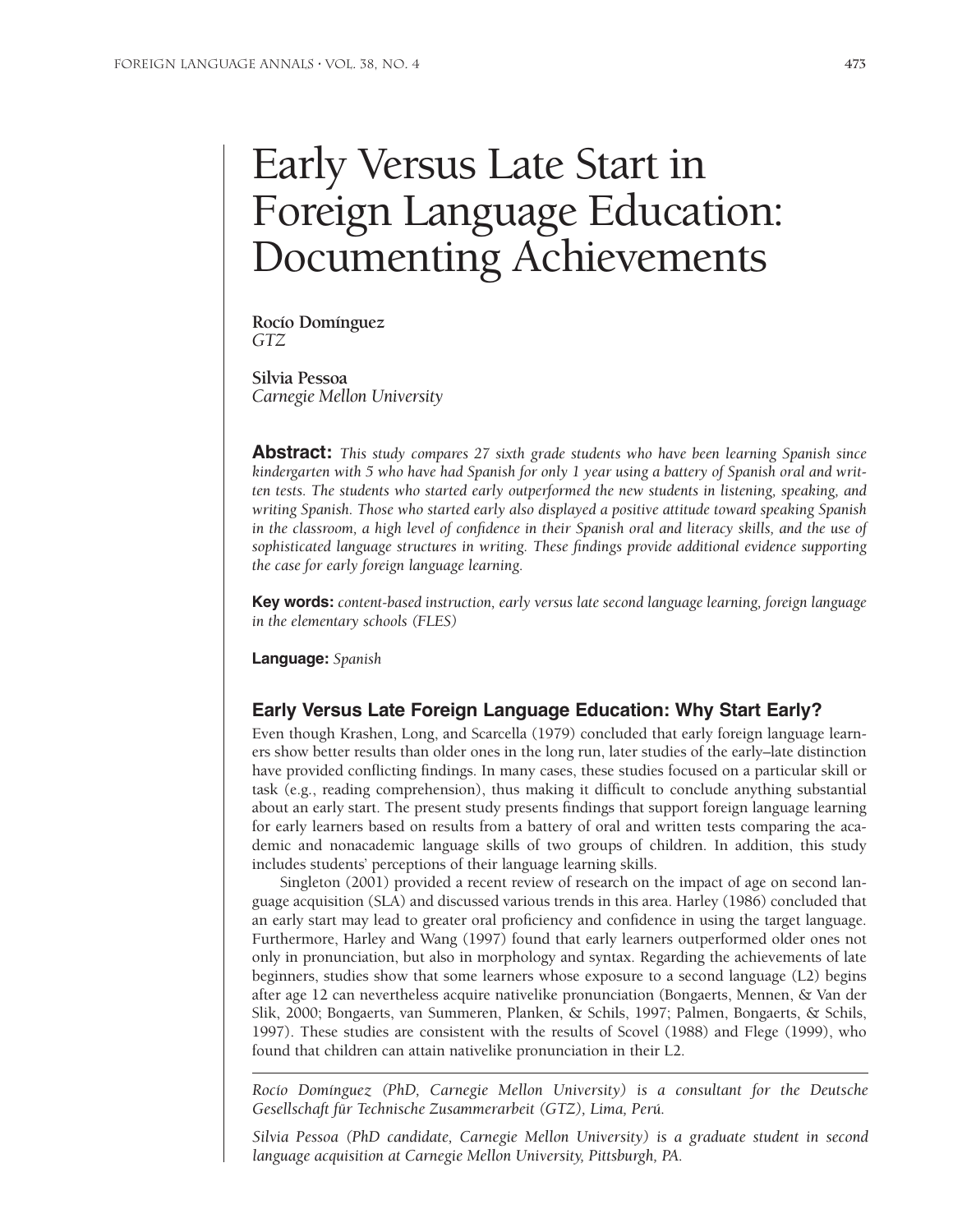# Early Versus Late Start in Foreign Language Education: Documenting Achievements

**Rocío Domínguez**
*GTZ*

**Silvia Pessoa**
*Carnegie Mellon University*

**Abstract:** *This study compares 27 sixth grade students who have been learning Spanish since kindergarten with 5 who have had Spanish for only 1 year using a battery of Spanish oral and written tests. The students who started early outperformed the new students in listening, speaking, and writing Spanish. Those who started early also displayed a positive attitude toward speaking Spanish in the classroom, a high level of confidence in their Spanish oral and literacy skills, and the use of sophisticated language structures in writing. These findings provide additional evidence supporting the case for early foreign language learning.*

**Key words:** *content-based instruction, early versus late second language learning, foreign language in the elementary schools (FLES)*

**Language:** *Spanish*

## Early Versus Late Foreign Language Education: Why Start Early?

Even though Krashen, Long, and Scarcella (1979) concluded that early foreign language learners show better results than older ones in the long run, later studies of the early–late distinction have provided conflicting findings. In many cases, these studies focused on a particular skill or task (e.g., reading comprehension), thus making it difficult to conclude anything substantial about an early start. The present study presents findings that support foreign language learning for early learners based on results from a battery of oral and written tests comparing the academic and nonacademic language skills of two groups of children. In addition, this study includes students' perceptions of their language learning skills.

Singleton (2001) provided a recent review of research on the impact of age on second language acquisition (SLA) and discussed various trends in this area. Harley (1986) concluded that an early start may lead to greater oral proficiency and confidence in using the target language. Furthermore, Harley and Wang (1997) found that early learners outperformed older ones not only in pronunciation, but also in morphology and syntax. Regarding the achievements of late beginners, studies show that some learners whose exposure to a second language (L2) begins after age 12 can nevertheless acquire nativelike pronunciation (Bongaerts, Mennen, & Van der Slik, 2000; Bongaerts, van Summeren, Planken, & Schils, 1997; Palmen, Bongaerts, & Schils, 1997). These studies are consistent with the results of Scovel (1988) and Flege (1999), who found that children can attain nativelike pronunciation in their L2.

---

*Rocío Domínguez (PhD, Carnegie Mellon University) is a consultant for the Deutsche Gesellschaft für Technische Zusammerarbeit (GTZ), Lima, Perú.*

*Silvia Pessoa (PhD candidate, Carnegie Mellon University) is a graduate student in second language acquisition at Carnegie Mellon University, Pittsburgh, PA.*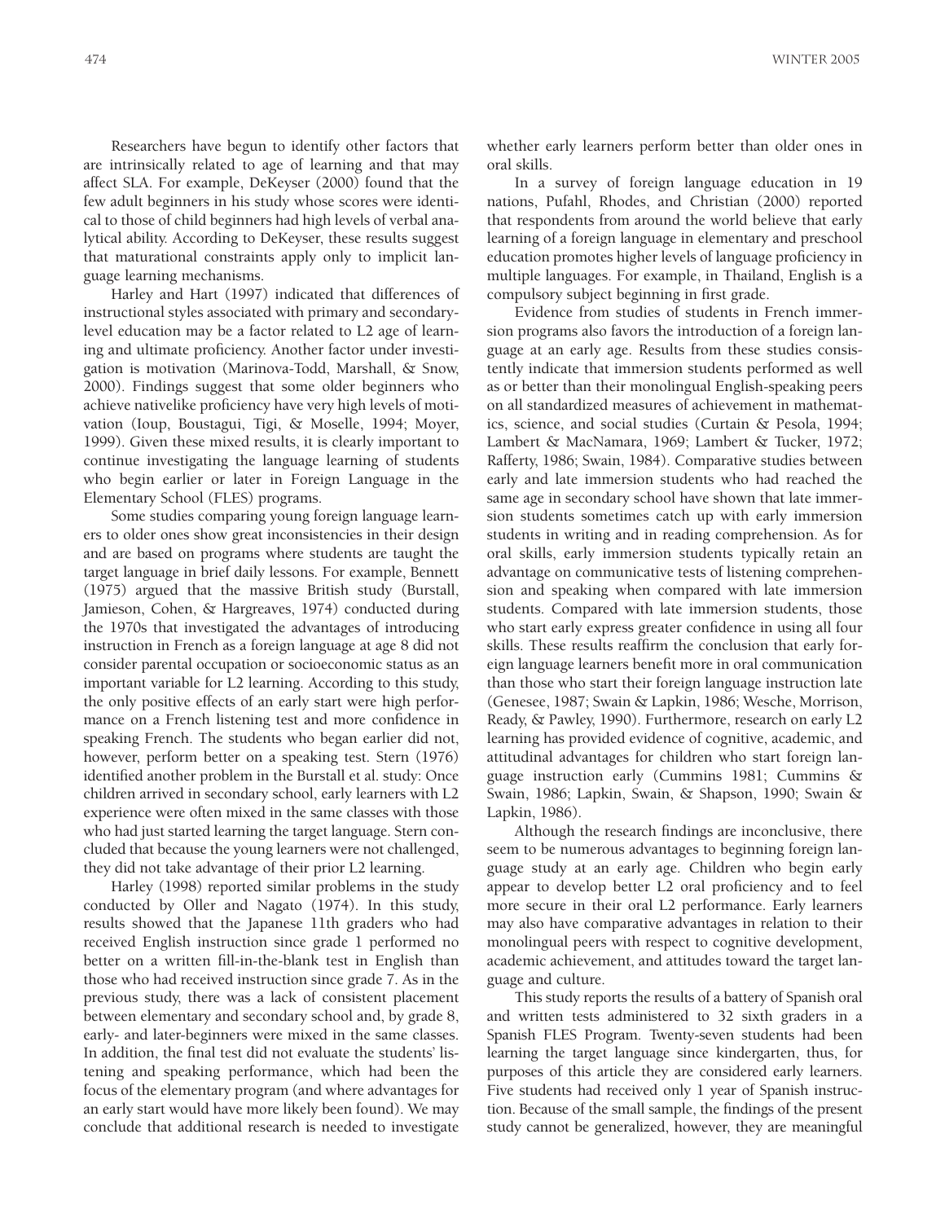Researchers have begun to identify other factors that are intrinsically related to age of learning and that may affect SLA. For example, DeKeyser (2000) found that the few adult beginners in his study whose scores were identical to those of child beginners had high levels of verbal analytical ability. According to DeKeyser, these results suggest that maturational constraints apply only to implicit language learning mechanisms.

Harley and Hart (1997) indicated that differences of instructional styles associated with primary and secondary-level education may be a factor related to L2 age of learning and ultimate proficiency. Another factor under investigation is motivation (Marinova-Todd, Marshall, & Snow, 2000). Findings suggest that some older beginners who achieve nativelike proficiency have very high levels of motivation (Ioup, Boustagui, Tigi, & Moselle, 1994; Moyer, 1999). Given these mixed results, it is clearly important to continue investigating the language learning of students who begin earlier or later in Foreign Language in the Elementary School (FLES) programs.

Some studies comparing young foreign language learners to older ones show great inconsistencies in their design and are based on programs where students are taught the target language in brief daily lessons. For example, Bennett (1975) argued that the massive British study (Burstall, Jamieson, Cohen, & Hargreaves, 1974) conducted during the 1970s that investigated the advantages of introducing instruction in French as a foreign language at age 8 did not consider parental occupation or socioeconomic status as an important variable for L2 learning. According to this study, the only positive effects of an early start were high performance on a French listening test and more confidence in speaking French. The students who began earlier did not, however, perform better on a speaking test. Stern (1976) identified another problem in the Burstall et al. study: Once children arrived in secondary school, early learners with L2 experience were often mixed in the same classes with those who had just started learning the target language. Stern concluded that because the young learners were not challenged, they did not take advantage of their prior L2 learning.

Harley (1998) reported similar problems in the study conducted by Oller and Nagato (1974). In this study, results showed that the Japanese 11th graders who had received English instruction since grade 1 performed no better on a written fill-in-the-blank test in English than those who had received instruction since grade 7. As in the previous study, there was a lack of consistent placement between elementary and secondary school and, by grade 8, early- and later-beginners were mixed in the same classes. In addition, the final test did not evaluate the students' listening and speaking performance, which had been the focus of the elementary program (and where advantages for an early start would have more likely been found). We may conclude that additional research is needed to investigate whether early learners perform better than older ones in oral skills.

In a survey of foreign language education in 19 nations, Pufahl, Rhodes, and Christian (2000) reported that respondents from around the world believe that early learning of a foreign language in elementary and preschool education promotes higher levels of language proficiency in multiple languages. For example, in Thailand, English is a compulsory subject beginning in first grade.

Evidence from studies of students in French immersion programs also favors the introduction of a foreign language at an early age. Results from these studies consistently indicate that immersion students performed as well as or better than their monolingual English-speaking peers on all standardized measures of achievement in mathematics, science, and social studies (Curtain & Pesola, 1994; Lambert & MacNamara, 1969; Lambert & Tucker, 1972; Rafferty, 1986; Swain, 1984). Comparative studies between early and late immersion students who had reached the same age in secondary school have shown that late immersion students sometimes catch up with early immersion students in writing and in reading comprehension. As for oral skills, early immersion students typically retain an advantage on communicative tests of listening comprehension and speaking when compared with late immersion students. Compared with late immersion students, those who start early express greater confidence in using all four skills. These results reaffirm the conclusion that early foreign language learners benefit more in oral communication than those who start their foreign language instruction late (Genesee, 1987; Swain & Lapkin, 1986; Wesche, Morrison, Ready, & Pawley, 1990). Furthermore, research on early L2 learning has provided evidence of cognitive, academic, and attitudinal advantages for children who start foreign language instruction early (Cummins 1981; Cummins & Swain, 1986; Lapkin, Swain, & Shapson, 1990; Swain & Lapkin, 1986).

Although the research findings are inconclusive, there seem to be numerous advantages to beginning foreign language study at an early age. Children who begin early appear to develop better L2 oral proficiency and to feel more secure in their oral L2 performance. Early learners may also have comparative advantages in relation to their monolingual peers with respect to cognitive development, academic achievement, and attitudes toward the target language and culture.

This study reports the results of a battery of Spanish oral and written tests administered to 32 sixth graders in a Spanish FLES Program. Twenty-seven students had been learning the target language since kindergarten, thus, for purposes of this article they are considered early learners. Five students had received only 1 year of Spanish instruction. Because of the small sample, the findings of the present study cannot be generalized, however, they are meaningful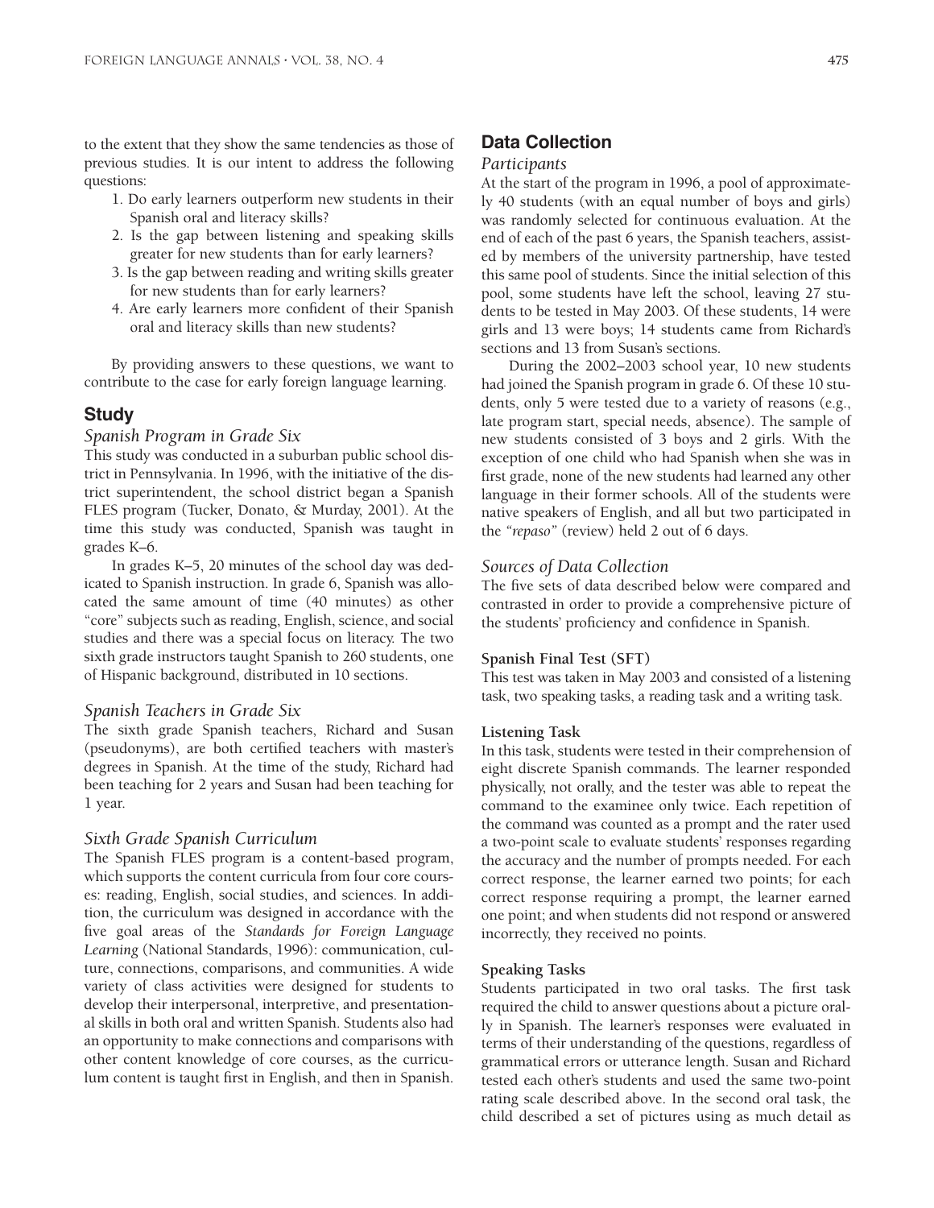to the extent that they show the same tendencies as those of previous studies. It is our intent to address the following questions:

1. Do early learners outperform new students in their Spanish oral and literacy skills?
2. Is the gap between listening and speaking skills greater for new students than for early learners?
3. Is the gap between reading and writing skills greater for new students than for early learners?
4. Are early learners more confident of their Spanish oral and literacy skills than new students?

By providing answers to these questions, we want to contribute to the case for early foreign language learning.

## Study

### *Spanish Program in Grade Six*

This study was conducted in a suburban public school district in Pennsylvania. In 1996, with the initiative of the district superintendent, the school district began a Spanish FLES program (Tucker, Donato, & Murday, 2001). At the time this study was conducted, Spanish was taught in grades K–6.

In grades K–5, 20 minutes of the school day was dedicated to Spanish instruction. In grade 6, Spanish was allocated the same amount of time (40 minutes) as other "core" subjects such as reading, English, science, and social studies and there was a special focus on literacy. The two sixth grade instructors taught Spanish to 260 students, one of Hispanic background, distributed in 10 sections.

### *Spanish Teachers in Grade Six*

The sixth grade Spanish teachers, Richard and Susan (pseudonyms), are both certified teachers with master's degrees in Spanish. At the time of the study, Richard had been teaching for 2 years and Susan had been teaching for 1 year.

### *Sixth Grade Spanish Curriculum*

The Spanish FLES program is a content-based program, which supports the content curricula from four core courses: reading, English, social studies, and sciences. In addition, the curriculum was designed in accordance with the five goal areas of the *Standards for Foreign Language Learning* (National Standards, 1996): communication, culture, connections, comparisons, and communities. A wide variety of class activities were designed for students to develop their interpersonal, interpretive, and presentational skills in both oral and written Spanish. Students also had an opportunity to make connections and comparisons with other content knowledge of core courses, as the curriculum content is taught first in English, and then in Spanish.

## Data Collection

### *Participants*

At the start of the program in 1996, a pool of approximately 40 students (with an equal number of boys and girls) was randomly selected for continuous evaluation. At the end of each of the past 6 years, the Spanish teachers, assisted by members of the university partnership, have tested this same pool of students. Since the initial selection of this pool, some students have left the school, leaving 27 students to be tested in May 2003. Of these students, 14 were girls and 13 were boys; 14 students came from Richard's sections and 13 from Susan's sections.

During the 2002–2003 school year, 10 new students had joined the Spanish program in grade 6. Of these 10 students, only 5 were tested due to a variety of reasons (e.g., late program start, special needs, absence). The sample of new students consisted of 3 boys and 2 girls. With the exception of one child who had Spanish when she was in first grade, none of the new students had learned any other language in their former schools. All of the students were native speakers of English, and all but two participated in the "*repaso*" (review) held 2 out of 6 days.

### *Sources of Data Collection*

The five sets of data described below were compared and contrasted in order to provide a comprehensive picture of the students' proficiency and confidence in Spanish.

#### Spanish Final Test (SFT)

This test was taken in May 2003 and consisted of a listening task, two speaking tasks, a reading task and a writing task.

#### Listening Task

In this task, students were tested in their comprehension of eight discrete Spanish commands. The learner responded physically, not orally, and the tester was able to repeat the command to the examinee only twice. Each repetition of the command was counted as a prompt and the rater used a two-point scale to evaluate students' responses regarding the accuracy and the number of prompts needed. For each correct response, the learner earned two points; for each correct response requiring a prompt, the learner earned one point; and when students did not respond or answered incorrectly, they received no points.

#### Speaking Tasks

Students participated in two oral tasks. The first task required the child to answer questions about a picture orally in Spanish. The learner's responses were evaluated in terms of their understanding of the questions, regardless of grammatical errors or utterance length. Susan and Richard tested each other's students and used the same two-point rating scale described above. In the second oral task, the child described a set of pictures using as much detail as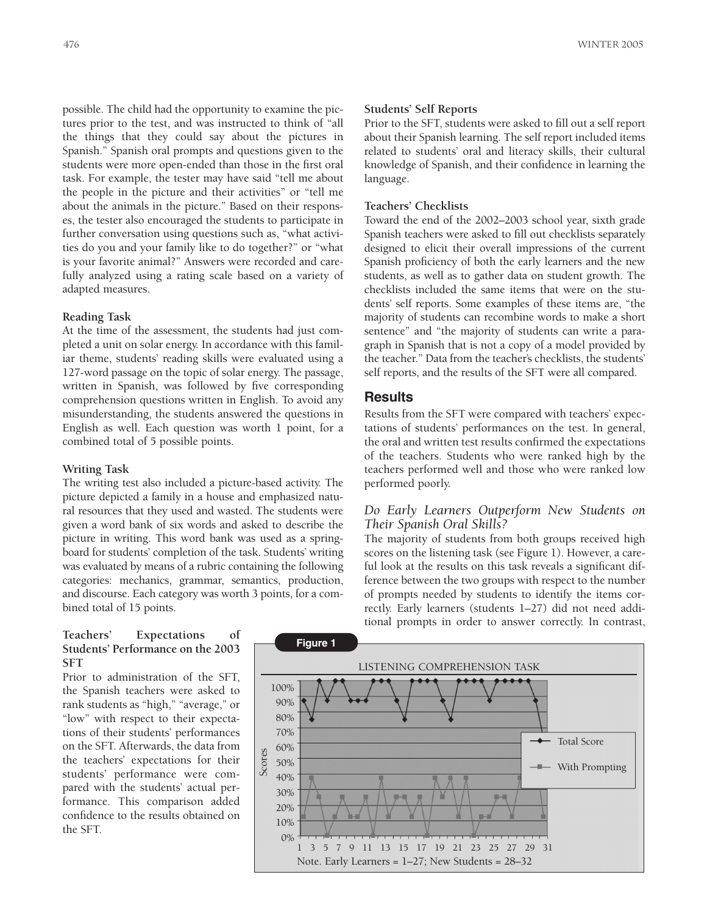possible. The child had the opportunity to examine the pictures prior to the test, and was instructed to think of "all the things that they could say about the pictures in Spanish." Spanish oral prompts and questions given to the students were more open-ended than those in the first oral task. For example, the tester may have said "tell me about the people in the picture and their activities" or "tell me about the animals in the picture." Based on their responses, the tester also encouraged the students to participate in further conversation using questions such as, "what activities do you and your family like to do together?" or "what is your favorite animal?" Answers were recorded and carefully analyzed using a rating scale based on a variety of adapted measures.

**Reading Task**

At the time of the assessment, the students had just completed a unit on solar energy. In accordance with this familiar theme, students' reading skills were evaluated using a 127-word passage on the topic of solar energy. The passage, written in Spanish, was followed by five corresponding comprehension questions written in English. To avoid any misunderstanding, the students answered the questions in English as well. Each question was worth 1 point, for a combined total of 5 possible points.

**Writing Task**

The writing test also included a picture-based activity. The picture depicted a family in a house and emphasized natural resources that they used and wasted. The students were given a word bank of six words and asked to describe the picture in writing. This word bank was used as a springboard for students' completion of the task. Students' writing was evaluated by means of a rubric containing the following categories: mechanics, grammar, semantics, production, and discourse. Each category was worth 3 points, for a combined total of 15 points.

**Teachers' Expectations of Students' Performance on the 2003 SFT**

Prior to administration of the SFT, the Spanish teachers were asked to rank students as "high," "average," or "low" with respect to their expectations of their students' performances on the SFT. Afterwards, the data from the teachers' expectations for their students' performance were compared with the students' actual performance. This comparison added confidence to the results obtained on the SFT.

**Students' Self Reports**

Prior to the SFT, students were asked to fill out a self report about their Spanish learning. The self report included items related to students' oral and literacy skills, their cultural knowledge of Spanish, and their confidence in learning the language.

**Teachers' Checklists**

Toward the end of the 2002–2003 school year, sixth grade Spanish teachers were asked to fill out checklists separately designed to elicit their overall impressions of the current Spanish proficiency of both the early learners and the new students, as well as to gather data on student growth. The checklists included the same items that were on the students' self reports. Some examples of these items are, "the majority of students can recombine words to make a short sentence" and "the majority of students can write a paragraph in Spanish that is not a copy of a model provided by the teacher." Data from the teacher's checklists, the students' self reports, and the results of the SFT were all compared.

## Results

Results from the SFT were compared with teachers' expectations of students' performances on the test. In general, the oral and written test results confirmed the expectations of the teachers. Students who were ranked high by the teachers performed well and those who were ranked low performed poorly.

### *Do Early Learners Outperform New Students on Their Spanish Oral Skills?*

The majority of students from both groups received high scores on the listening task (see Figure 1). However, a careful look at the results on this task reveals a significant difference between the two groups with respect to the number of prompts needed by students to identify the items correctly. Early learners (students 1–27) did not need additional prompts in order to answer correctly. In contrast,

**Figure 1**

LISTENING COMPREHENSION TASK

Note. Early Learners = 1–27; New Students = 28–32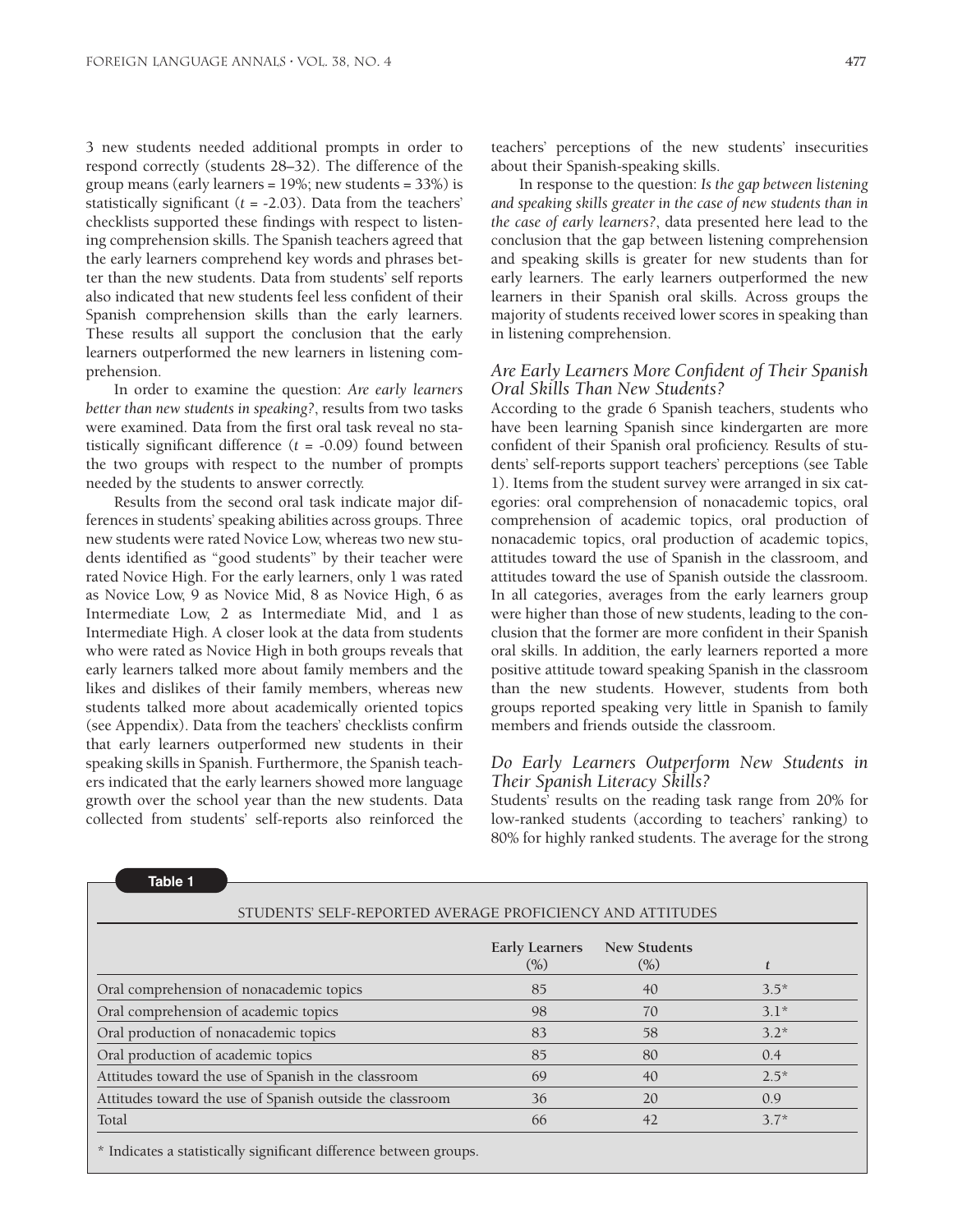3 new students needed additional prompts in order to respond correctly (students 28–32). The difference of the group means (early learners = 19%; new students = 33%) is statistically significant ($t$ = -2.03). Data from the teachers' checklists supported these findings with respect to listening comprehension skills. The Spanish teachers agreed that the early learners comprehend key words and phrases better than the new students. Data from students' self reports also indicated that new students feel less confident of their Spanish comprehension skills than the early learners. These results all support the conclusion that the early learners outperformed the new learners in listening comprehension.

In order to examine the question: *Are early learners better than new students in speaking?*, results from two tasks were examined. Data from the first oral task reveal no statistically significant difference ($t$ = -0.09) found between the two groups with respect to the number of prompts needed by the students to answer correctly.

Results from the second oral task indicate major differences in students' speaking abilities across groups. Three new students were rated Novice Low, whereas two new students identified as "good students" by their teacher were rated Novice High. For the early learners, only 1 was rated as Novice Low, 9 as Novice Mid, 8 as Novice High, 6 as Intermediate Low, 2 as Intermediate Mid, and 1 as Intermediate High. A closer look at the data from students who were rated as Novice High in both groups reveals that early learners talked more about family members and the likes and dislikes of their family members, whereas new students talked more about academically oriented topics (see Appendix). Data from the teachers' checklists confirm that early learners outperformed new students in their speaking skills in Spanish. Furthermore, the Spanish teachers indicated that the early learners showed more language growth over the school year than the new students. Data collected from students' self-reports also reinforced the teachers' perceptions of the new students' insecurities about their Spanish-speaking skills.

In response to the question: *Is the gap between listening and speaking skills greater in the case of new students than in the case of early learners?*, data presented here lead to the conclusion that the gap between listening comprehension and speaking skills is greater for new students than for early learners. The early learners outperformed the new learners in their Spanish oral skills. Across groups the majority of students received lower scores in speaking than in listening comprehension.

### *Are Early Learners More Confident of Their Spanish Oral Skills Than New Students?*

According to the grade 6 Spanish teachers, students who have been learning Spanish since kindergarten are more confident of their Spanish oral proficiency. Results of students' self-reports support teachers' perceptions (see Table 1). Items from the student survey were arranged in six categories: oral comprehension of nonacademic topics, oral comprehension of academic topics, oral production of nonacademic topics, oral production of academic topics, attitudes toward the use of Spanish in the classroom, and attitudes toward the use of Spanish outside the classroom. In all categories, averages from the early learners group were higher than those of new students, leading to the conclusion that the former are more confident in their Spanish oral skills. In addition, the early learners reported a more positive attitude toward speaking Spanish in the classroom than the new students. However, students from both groups reported speaking very little in Spanish to family members and friends outside the classroom.

### *Do Early Learners Outperform New Students in Their Spanish Literacy Skills?*

Students' results on the reading task range from 20% for low-ranked students (according to teachers' ranking) to 80% for highly ranked students. The average for the strong

**Table 1**

STUDENTS' SELF-REPORTED AVERAGE PROFICIENCY AND ATTITUDES

| | Early Learners (%) | New Students (%) | $t$ |
|---|---|---|---|
| Oral comprehension of nonacademic topics | 85 | 40 | 3.5* |
| Oral comprehension of academic topics | 98 | 70 | 3.1* |
| Oral production of nonacademic topics | 83 | 58 | 3.2* |
| Oral production of academic topics | 85 | 80 | 0.4 |
| Attitudes toward the use of Spanish in the classroom | 69 | 40 | 2.5* |
| Attitudes toward the use of Spanish outside the classroom | 36 | 20 | 0.9 |
| Total | 66 | 42 | 3.7* |

* Indicates a statistically significant difference between groups.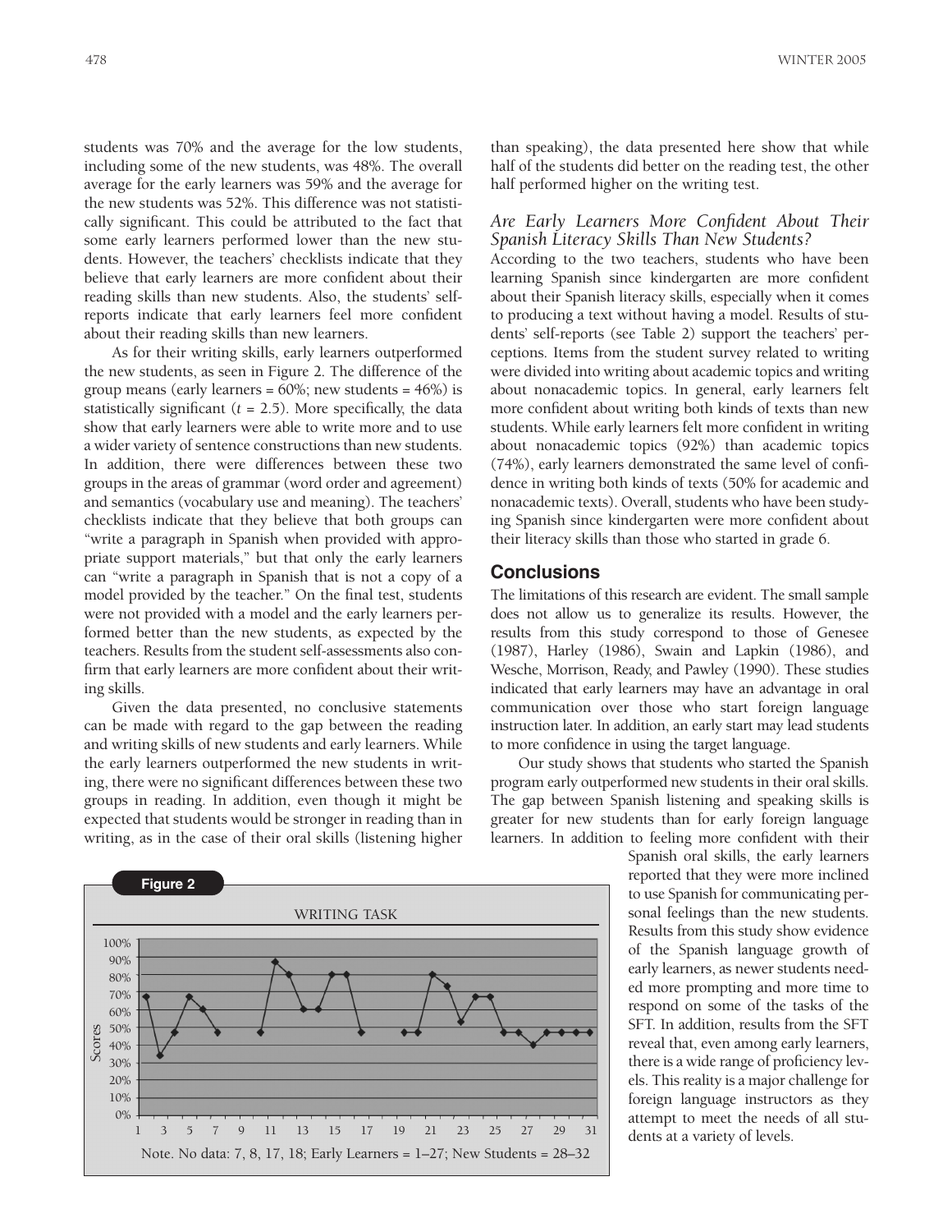students was 70% and the average for the low students, including some of the new students, was 48%. The overall average for the early learners was 59% and the average for the new students was 52%. This difference was not statistically significant. This could be attributed to the fact that some early learners performed lower than the new students. However, the teachers' checklists indicate that they believe that early learners are more confident about their reading skills than new students. Also, the students' self-reports indicate that early learners feel more confident about their reading skills than new learners.

As for their writing skills, early learners outperformed the new students, as seen in Figure 2. The difference of the group means (early learners = 60%; new students = 46%) is statistically significant ($t = 2.5$). More specifically, the data show that early learners were able to write more and to use a wider variety of sentence constructions than new students. In addition, there were differences between these two groups in the areas of grammar (word order and agreement) and semantics (vocabulary use and meaning). The teachers' checklists indicate that they believe that both groups can "write a paragraph in Spanish when provided with appropriate support materials," but that only the early learners can "write a paragraph in Spanish that is not a copy of a model provided by the teacher." On the final test, students were not provided with a model and the early learners performed better than the new students, as expected by the teachers. Results from the student self-assessments also confirm that early learners are more confident about their writing skills.

Given the data presented, no conclusive statements can be made with regard to the gap between the reading and writing skills of new students and early learners. While the early learners outperformed the new students in writing, there were no significant differences between these two groups in reading. In addition, even though it might be expected that students would be stronger in reading than in writing, as in the case of their oral skills (listening higher than speaking), the data presented here show that while half of the students did better on the reading test, the other half performed higher on the writing test.

**Figure 2**

WRITING TASK

Note. No data: 7, 8, 17, 18; Early Learners = 1–27; New Students = 28–32

### *Are Early Learners More Confident About Their Spanish Literacy Skills Than New Students?*

According to the two teachers, students who have been learning Spanish since kindergarten are more confident about their Spanish literacy skills, especially when it comes to producing a text without having a model. Results of students' self-reports (see Table 2) support the teachers' perceptions. Items from the student survey related to writing were divided into writing about academic topics and writing about nonacademic topics. In general, early learners felt more confident about writing both kinds of texts than new students. While early learners felt more confident in writing about nonacademic topics (92%) than academic topics (74%), early learners demonstrated the same level of confidence in writing both kinds of texts (50% for academic and nonacademic texts). Overall, students who have been studying Spanish since kindergarten were more confident about their literacy skills than those who started in grade 6.

## Conclusions

The limitations of this research are evident. The small sample does not allow us to generalize its results. However, the results from this study correspond to those of Genesee (1987), Harley (1986), Swain and Lapkin (1986), and Wesche, Morrison, Ready, and Pawley (1990). These studies indicated that early learners may have an advantage in oral communication over those who start foreign language instruction later. In addition, an early start may lead students to more confidence in using the target language.

Our study shows that students who started the Spanish program early outperformed new students in their oral skills. The gap between Spanish listening and speaking skills is greater for new students than for early foreign language learners. In addition to feeling more confident with their Spanish oral skills, the early learners reported that they were more inclined to use Spanish for communicating personal feelings than the new students. Results from this study show evidence of the Spanish language growth of early learners, as newer students needed more prompting and more time to respond on some of the tasks of the SFT. In addition, results from the SFT reveal that, even among early learners, there is a wide range of proficiency levels. This reality is a major challenge for foreign language instructors as they attempt to meet the needs of all students at a variety of levels.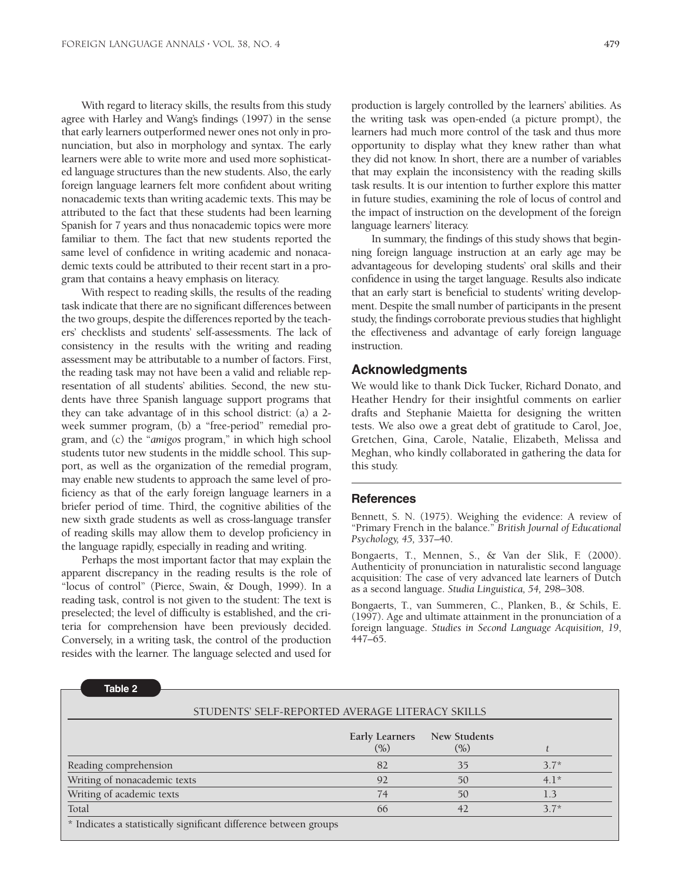With regard to literacy skills, the results from this study agree with Harley and Wang's findings (1997) in the sense that early learners outperformed newer ones not only in pronunciation, but also in morphology and syntax. The early learners were able to write more and used more sophisticated language structures than the new students. Also, the early foreign language learners felt more confident about writing nonacademic texts than writing academic texts. This may be attributed to the fact that these students had been learning Spanish for 7 years and thus nonacademic topics were more familiar to them. The fact that new students reported the same level of confidence in writing academic and nonacademic texts could be attributed to their recent start in a program that contains a heavy emphasis on literacy.

With respect to reading skills, the results of the reading task indicate that there are no significant differences between the two groups, despite the differences reported by the teachers' checklists and students' self-assessments. The lack of consistency in the results with the writing and reading assessment may be attributable to a number of factors. First, the reading task may not have been a valid and reliable representation of all students' abilities. Second, the new students have three Spanish language support programs that they can take advantage of in this school district: (a) a 2-week summer program, (b) a "free-period" remedial program, and (c) the "*amigos* program," in which high school students tutor new students in the middle school. This support, as well as the organization of the remedial program, may enable new students to approach the same level of proficiency as that of the early foreign language learners in a briefer period of time. Third, the cognitive abilities of the new sixth grade students as well as cross-language transfer of reading skills may allow them to develop proficiency in the language rapidly, especially in reading and writing.

Perhaps the most important factor that may explain the apparent discrepancy in the reading results is the role of "locus of control" (Pierce, Swain, & Dough, 1999). In a reading task, control is not given to the student: The text is preselected; the level of difficulty is established, and the criteria for comprehension have been previously decided. Conversely, in a writing task, the control of the production resides with the learner. The language selected and used for production is largely controlled by the learners' abilities. As the writing task was open-ended (a picture prompt), the learners had much more control of the task and thus more opportunity to display what they knew rather than what they did not know. In short, there are a number of variables that may explain the inconsistency with the reading skills task results. It is our intention to further explore this matter in future studies, examining the role of locus of control and the impact of instruction on the development of the foreign language learners' literacy.

In summary, the findings of this study shows that beginning foreign language instruction at an early age may be advantageous for developing students' oral skills and their confidence in using the target language. Results also indicate that an early start is beneficial to students' writing development. Despite the small number of participants in the present study, the findings corroborate previous studies that highlight the effectiveness and advantage of early foreign language instruction.

## Acknowledgments

We would like to thank Dick Tucker, Richard Donato, and Heather Hendry for their insightful comments on earlier drafts and Stephanie Maietta for designing the written tests. We also owe a great debt of gratitude to Carol, Joe, Gretchen, Gina, Carole, Natalie, Elizabeth, Melissa and Meghan, who kindly collaborated in gathering the data for this study.

## References

Bennett, S. N. (1975). Weighing the evidence: A review of "Primary French in the balance." *British Journal of Educational Psychology, 45,* 337–40.

Bongaerts, T., Mennen, S., & Van der Slik, F. (2000). Authenticity of pronunciation in naturalistic second language acquisition: The case of very advanced late learners of Dutch as a second language. *Studia Linguistica, 54,* 298–308.

Bongaerts, T., van Summeren, C., Planken, B., & Schils, E. (1997). Age and ultimate attainment in the pronunciation of a foreign language. *Studies in Second Language Acquisition, 19*, 447–65.

**Table 2**

STUDENTS' SELF-REPORTED AVERAGE LITERACY SKILLS

| | Early Learners (%) | New Students (%) | $t$ |
|---|---|---|---|
| Reading comprehension | 82 | 35 | 3.7* |
| Writing of nonacademic texts | 92 | 50 | 4.1* |
| Writing of academic texts | 74 | 50 | 1.3 |
| Total | 66 | 42 | 3.7* |

\* Indicates a statistically significant difference between groups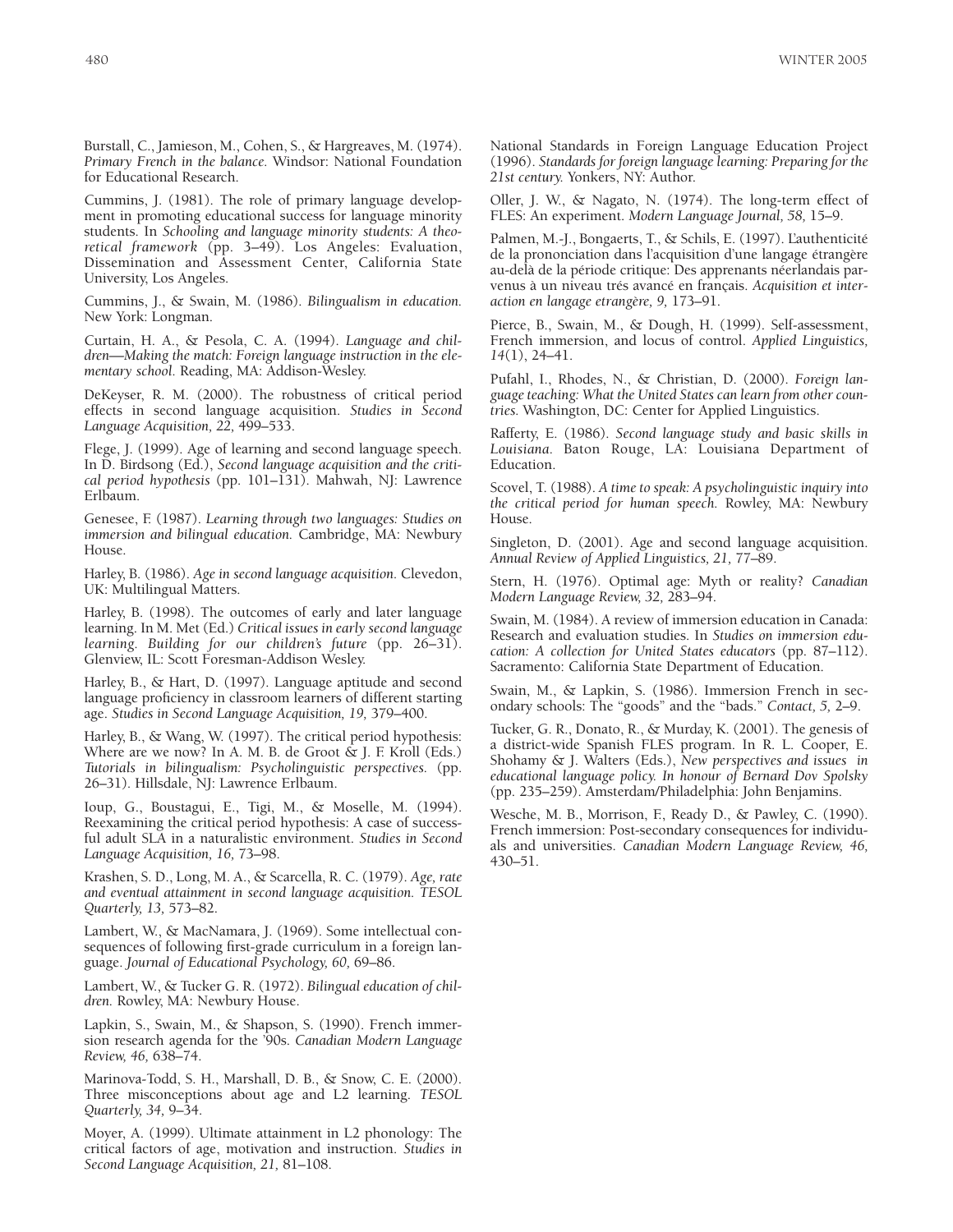Burstall, C., Jamieson, M., Cohen, S., & Hargreaves, M. (1974). *Primary French in the balance.* Windsor: National Foundation for Educational Research.

Cummins, J. (1981). The role of primary language development in promoting educational success for language minority students. In *Schooling and language minority students: A theoretical framework* (pp. 3–49). Los Angeles: Evaluation, Dissemination and Assessment Center, California State University, Los Angeles.

Cummins, J., & Swain, M. (1986). *Bilingualism in education.* New York: Longman.

Curtain, H. A., & Pesola, C. A. (1994). *Language and children—Making the match: Foreign language instruction in the elementary school.* Reading, MA: Addison-Wesley.

DeKeyser, R. M. (2000). The robustness of critical period effects in second language acquisition. *Studies in Second Language Acquisition, 22,* 499–533.

Flege, J. (1999). Age of learning and second language speech. In D. Birdsong (Ed.), *Second language acquisition and the critical period hypothesis* (pp. 101–131). Mahwah, NJ: Lawrence Erlbaum.

Genesee, F. (1987). *Learning through two languages: Studies on immersion and bilingual education.* Cambridge, MA: Newbury House.

Harley, B. (1986). *Age in second language acquisition.* Clevedon, UK: Multilingual Matters.

Harley, B. (1998). The outcomes of early and later language learning. In M. Met (Ed.) *Critical issues in early second language learning. Building for our children's future* (pp. 26–31). Glenview, IL: Scott Foresman-Addison Wesley.

Harley, B., & Hart, D. (1997). Language aptitude and second language proficiency in classroom learners of different starting age. *Studies in Second Language Acquisition, 19,* 379–400.

Harley, B., & Wang, W. (1997). The critical period hypothesis: Where are we now? In A. M. B. de Groot & J. F. Kroll (Eds.) *Tutorials in bilingualism: Psycholinguistic perspectives.* (pp. 26–31). Hillsdale, NJ: Lawrence Erlbaum.

Ioup, G., Boustagui, E., Tigi, M., & Moselle, M. (1994). Reexamining the critical period hypothesis: A case of successful adult SLA in a naturalistic environment. *Studies in Second Language Acquisition, 16,* 73–98.

Krashen, S. D., Long, M. A., & Scarcella, R. C. (1979). *Age, rate and eventual attainment in second language acquisition. TESOL Quarterly, 13,* 573–82.

Lambert, W., & MacNamara, J. (1969). Some intellectual consequences of following first-grade curriculum in a foreign language. *Journal of Educational Psychology, 60,* 69–86.

Lambert, W., & Tucker G. R. (1972). *Bilingual education of children.* Rowley, MA: Newbury House.

Lapkin, S., Swain, M., & Shapson, S. (1990). French immersion research agenda for the '90s. *Canadian Modern Language Review, 46,* 638–74.

Marinova-Todd, S. H., Marshall, D. B., & Snow, C. E. (2000). Three misconceptions about age and L2 learning. *TESOL Quarterly, 34,* 9–34.

Moyer, A. (1999). Ultimate attainment in L2 phonology: The critical factors of age, motivation and instruction. *Studies in Second Language Acquisition, 21,* 81–108.

National Standards in Foreign Language Education Project (1996). *Standards for foreign language learning: Preparing for the 21st century.* Yonkers, NY: Author.

Oller, J. W., & Nagato, N. (1974). The long-term effect of FLES: An experiment. *Modern Language Journal, 58,* 15–9.

Palmen, M.-J., Bongaerts, T., & Schils, E. (1997). L'authenticité de la prononciation dans l'acquisition d'une langage étrangère au-delà de la période critique: Des apprenants néerlandais parvenus à un niveau trés avancé en français. *Acquisition et interaction en langage etrangère, 9,* 173–91.

Pierce, B., Swain, M., & Dough, H. (1999). Self-assessment, French immersion, and locus of control. *Applied Linguistics, 14*(1), 24–41.

Pufahl, I., Rhodes, N., & Christian, D. (2000). *Foreign language teaching: What the United States can learn from other countries.* Washington, DC: Center for Applied Linguistics.

Rafferty, E. (1986). *Second language study and basic skills in Louisiana.* Baton Rouge, LA: Louisiana Department of Education.

Scovel, T. (1988). *A time to speak: A psycholinguistic inquiry into the critical period for human speech.* Rowley, MA: Newbury House.

Singleton, D. (2001). Age and second language acquisition. *Annual Review of Applied Linguistics, 21,* 77–89.

Stern, H. (1976). Optimal age: Myth or reality? *Canadian Modern Language Review, 32,* 283–94.

Swain, M. (1984). A review of immersion education in Canada: Research and evaluation studies. In *Studies on immersion education: A collection for United States educators* (pp. 87–112). Sacramento: California State Department of Education.

Swain, M., & Lapkin, S. (1986). Immersion French in secondary schools: The "goods" and the "bads." *Contact, 5,* 2–9.

Tucker, G. R., Donato, R., & Murday, K. (2001). The genesis of a district-wide Spanish FLES program. In R. L. Cooper, E. Shohamy & J. Walters (Eds.), *New perspectives and issues in educational language policy. In honour of Bernard Dov Spolsky* (pp. 235–259). Amsterdam/Philadelphia: John Benjamins.

Wesche, M. B., Morrison, F., Ready D., & Pawley, C. (1990). French immersion: Post-secondary consequences for individuals and universities. *Canadian Modern Language Review, 46,* 430–51.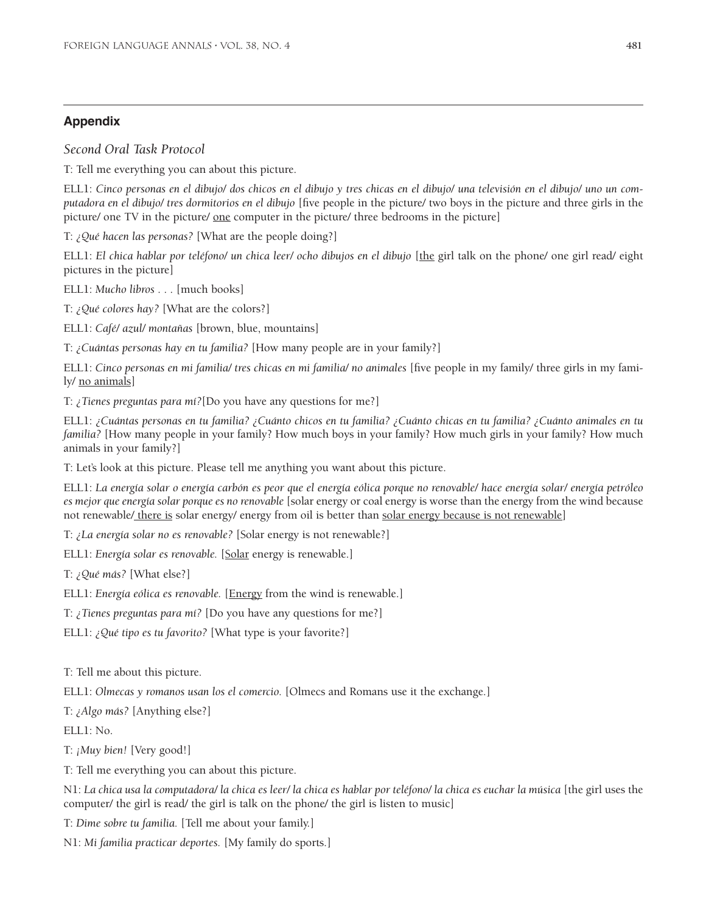## Appendix

*Second Oral Task Protocol*

T: Tell me everything you can about this picture.

ELL1: *Cinco personas en el dibujo/ dos chicos en el dibujo y tres chicas en el dibujo/ una televisión en el dibujo/ uno un computadora en el dibujo/ tres dormitorios en el dibujo* [five people in the picture/ two boys in the picture and three girls in the picture/ one TV in the picture/ <u>one</u> computer in the picture/ three bedrooms in the picture]

T: *¿Qué hacen las personas?* [What are the people doing?]

ELL1: *El chica hablar por teléfono/ un chica leer/ ocho dibujos en el dibujo* [<u>the</u> girl talk on the phone/ one girl read/ eight pictures in the picture]

ELL1: *Mucho libros . . .* [much books]

T: *¿Qué colores hay?* [What are the colors?]

ELL1: *Café/ azul/ montañas* [brown, blue, mountains]

T: *¿Cuántas personas hay en tu familia?* [How many people are in your family?]

ELL1: *Cinco personas en mi familia/ tres chicas en mi familia/ no animales* [five people in my family/ three girls in my family/ <u>no animals</u>]

T: *¿Tienes preguntas para mí?*[Do you have any questions for me?]

ELL1: *¿Cuántas personas en tu familia? ¿Cuánto chicos en tu familia? ¿Cuánto chicas en tu familia? ¿Cuánto animales en tu familia?* [How many people in your family? How much boys in your family? How much girls in your family? How much animals in your family?]

T: Let's look at this picture. Please tell me anything you want about this picture.

ELL1: *La energía solar o energía carbón es peor que el energía eólica porque no renovable/ hace energía solar/ energía petróleo es mejor que energía solar porque es no renovable* [solar energy or coal energy is worse than the energy from the wind because not renewable/<u> there is</u> solar energy/ energy from oil is better than <u>solar energy because is not renewable</u>]

T: *¿La energía solar no es renovable?* [Solar energy is not renewable?]

ELL1: *Energía solar es renovable.* [<u>Solar</u> energy is renewable.]

T: *¿Qué más?* [What else?]

ELL1: *Energía eólica es renovable.* [<u>Energy</u> from the wind is renewable.]

T: *¿Tienes preguntas para mí?* [Do you have any questions for me?]

ELL1: *¿Qué tipo es tu favorito?* [What type is your favorite?]

T: Tell me about this picture.

ELL1: *Olmecas y romanos usan los el comercio.* [Olmecs and Romans use it the exchange.]

T: *¿Algo más?* [Anything else?]

ELL1: No.

T: *¡Muy bien!* [Very good!]

T: Tell me everything you can about this picture.

N1: *La chica usa la computadora/ la chica es leer/ la chica es hablar por teléfono/ la chica es euchar la música* [the girl uses the computer/ the girl is read/ the girl is talk on the phone/ the girl is listen to music]

T: *Dime sobre tu familia.* [Tell me about your family.]

N1: *Mi familia practicar deportes.* [My family do sports.]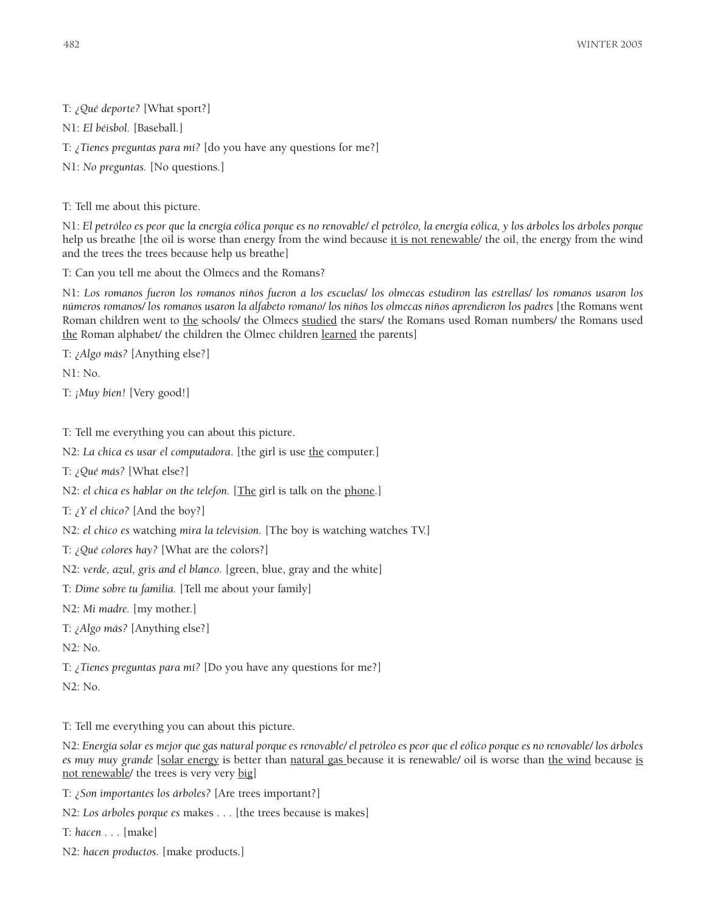T: *¿Qué deporte?* [What sport?]

N1: *El béisbol.* [Baseball.]

T: *¿Tienes preguntas para mí?* [do you have any questions for me?]

N1: *No preguntas.* [No questions.]

T: Tell me about this picture.

N1: *El petróleo es peor que la energía eólica porque es no renovable/ el petróleo, la energía eólica, y los árboles los árboles porque* help us breathe [the oil is worse than energy from the wind because <u>it is not renewable</u>/ the oil, the energy from the wind and the trees the trees because help us breathe]

T: Can you tell me about the Olmecs and the Romans?

N1: *Los romanos fueron los romanos niños fueron a los escuelas/ los olmecas estudiron las estrellas/ los romanos usaron los números romanos/ los romanos usaron la alfabeto romano/ los niños los olmecas niños aprendieron los padres* [the Romans went Roman children went to <u>the</u> schools/ the Olmecs <u>studied</u> the stars/ the Romans used Roman numbers/ the Romans used <u>the</u> Roman alphabet/ the children the Olmec children <u>learned</u> the parents]

T: *¿Algo más?* [Anything else?]

N1: No.

T: *¡Muy bien!* [Very good!]

T: Tell me everything you can about this picture.

N2: *La chica es usar el computadora.* [the girl is use <u>the</u> computer.]

T: *¿Qué más?* [What else?]

N2: *el chica es hablar on the telefon.* [<u>The</u> girl is talk on the <u>phone</u>.]

T: *¿Y el chico?* [And the boy?]

N2: *el chico es* watching *mira la television.* [The boy is watching watches TV.]

T: *¿Qué colores hay?* [What are the colors?]

N2: *verde, azul, gris and el blanco.* [green, blue, gray and the white]

T: *Dime sobre tu familia.* [Tell me about your family]

N2: *Mi madre.* [my mother.]

T: *¿Algo más?* [Anything else?]

N2: No.

T: *¿Tienes preguntas para mí?* [Do you have any questions for me?]

N2: No.

T: Tell me everything you can about this picture.

N2: *Energía solar es mejor que gas natural porque es renovable/ el petróleo es peor que el eólico porque es no renovable/ los árboles es muy muy grande* [<u>solar energy</u> is better than <u>natural gas</u> because it is renewable/ oil is worse than <u>the wind</u> because <u>is not renewable</u>/ the trees is very very <u>big</u>]

T: *¿Son importantes los árboles?* [Are trees important?]

N2: *Los árboles porque es* makes . . . [the trees because is makes]

T: *hacen* . . . [make]

N2: *hacen productos.* [make products.]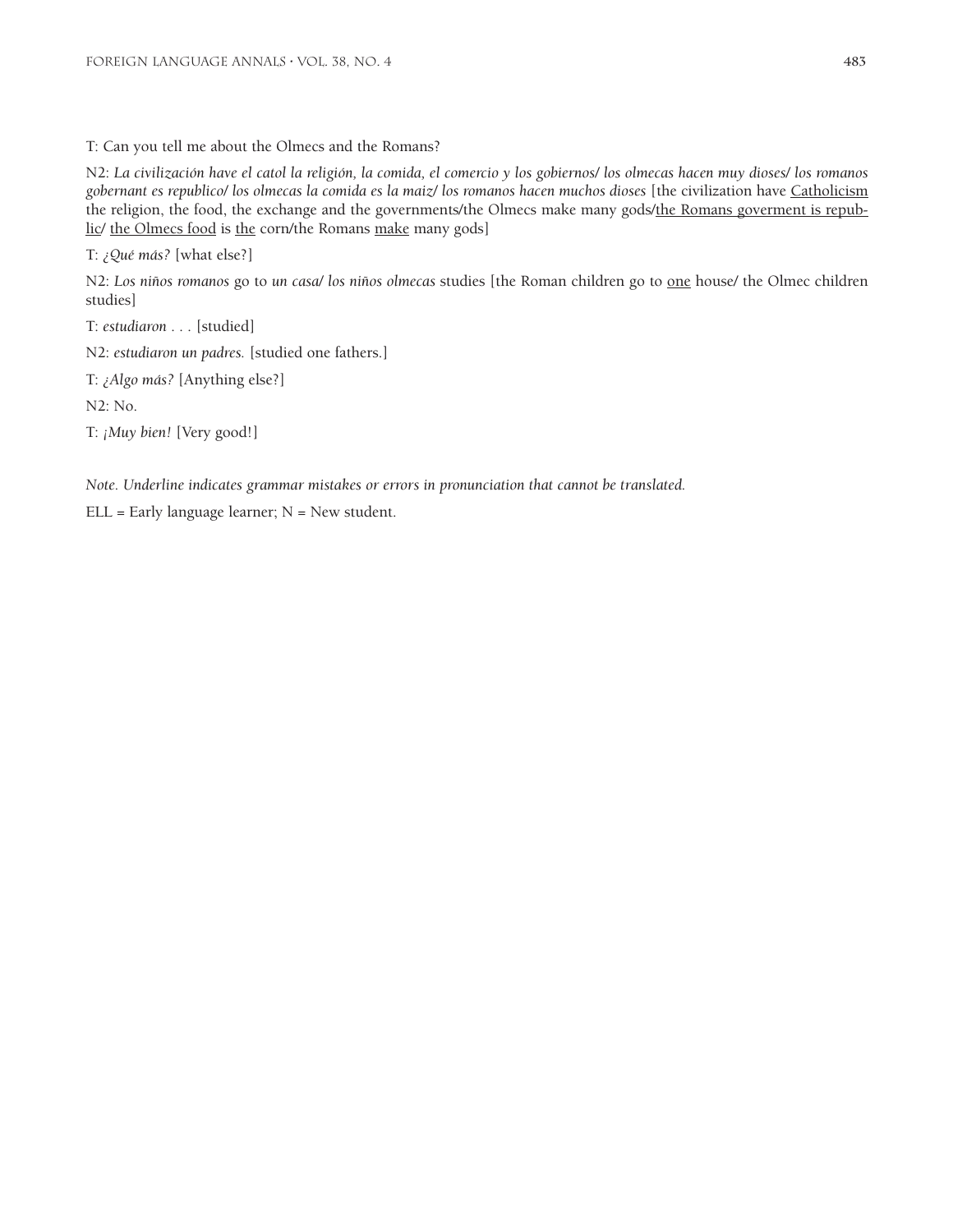T: Can you tell me about the Olmecs and the Romans?

N2: *La civilización have el catol la religión, la comida, el comercio y los gobiernos/ los olmecas hacen muy dioses/ los romanos gobernant es republico/ los olmecas la comida es la maiz/ los romanos hacen muchos dioses* [the civilization have <u>Catholicism</u> the religion, the food, the exchange and the governments/the Olmecs make many gods/<u>the Romans goverment is republic</u>/ <u>the Olmecs food</u> is <u>the</u> corn/the Romans <u>make</u> many gods]

T: *¿Qué más?* [what else?]

N2: *Los niños romanos* go to *un casa/ los niños olmecas* studies [the Roman children go to <u>one</u> house/ the Olmec children studies]

T: *estudiaron . . .* [studied]

N2: *estudiaron un padres.* [studied one fathers.]

T: *¿Algo más?* [Anything else?]

N2: No.

T: *¡Muy bien!* [Very good!]

*Note. Underline indicates grammar mistakes or errors in pronunciation that cannot be translated.*

ELL = Early language learner; N = New student.